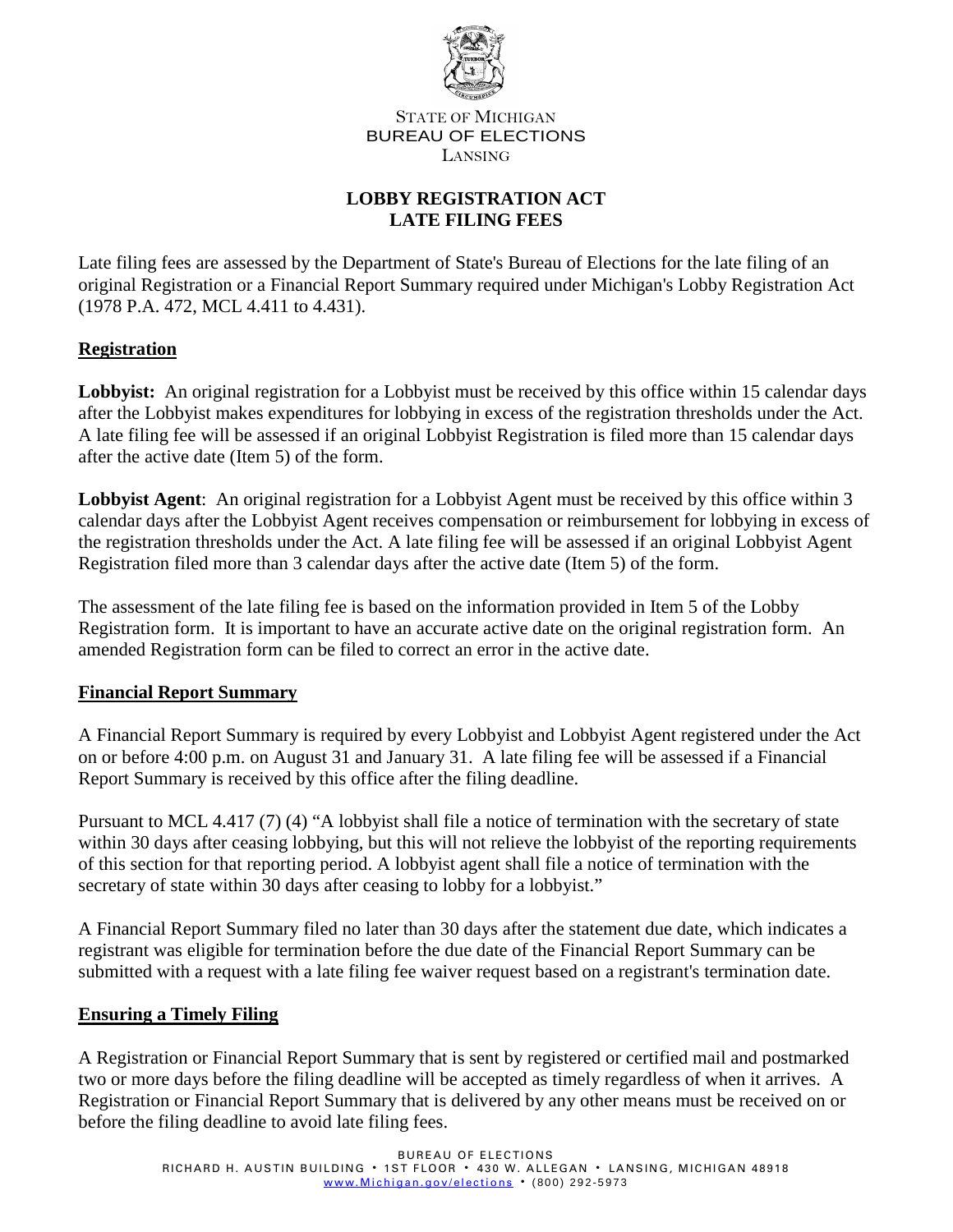STATE OF MICHIGAN
BUREAU OF ELECTIONS
LANSING

# LOBBY REGISTRATION ACT
# LATE FILING FEES

Late filing fees are assessed by the Department of State's Bureau of Elections for the late filing of an original Registration or a Financial Report Summary required under Michigan's Lobby Registration Act (1978 P.A. 472, MCL 4.411 to 4.431).

## Registration

**Lobbyist:** An original registration for a Lobbyist must be received by this office within 15 calendar days after the Lobbyist makes expenditures for lobbying in excess of the registration thresholds under the Act. A late filing fee will be assessed if an original Lobbyist Registration is filed more than 15 calendar days after the active date (Item 5) of the form.

**Lobbyist Agent**: An original registration for a Lobbyist Agent must be received by this office within 3 calendar days after the Lobbyist Agent receives compensation or reimbursement for lobbying in excess of the registration thresholds under the Act. A late filing fee will be assessed if an original Lobbyist Agent Registration filed more than 3 calendar days after the active date (Item 5) of the form.

The assessment of the late filing fee is based on the information provided in Item 5 of the Lobby Registration form. It is important to have an accurate active date on the original registration form. An amended Registration form can be filed to correct an error in the active date.

## Financial Report Summary

A Financial Report Summary is required by every Lobbyist and Lobbyist Agent registered under the Act on or before 4:00 p.m. on August 31 and January 31. A late filing fee will be assessed if a Financial Report Summary is received by this office after the filing deadline.

Pursuant to MCL 4.417 (7) (4) "A lobbyist shall file a notice of termination with the secretary of state within 30 days after ceasing lobbying, but this will not relieve the lobbyist of the reporting requirements of this section for that reporting period. A lobbyist agent shall file a notice of termination with the secretary of state within 30 days after ceasing to lobby for a lobbyist."

A Financial Report Summary filed no later than 30 days after the statement due date, which indicates a registrant was eligible for termination before the due date of the Financial Report Summary can be submitted with a request with a late filing fee waiver request based on a registrant's termination date.

## Ensuring a Timely Filing

A Registration or Financial Report Summary that is sent by registered or certified mail and postmarked two or more days before the filing deadline will be accepted as timely regardless of when it arrives. A Registration or Financial Report Summary that is delivered by any other means must be received on or before the filing deadline to avoid late filing fees.

BUREAU OF ELECTIONS
RICHARD H. AUSTIN BUILDING • 1ST FLOOR • 430 W. ALLEGAN • LANSING, MICHIGAN 48918
www.Michigan.gov/elections • (800) 292-5973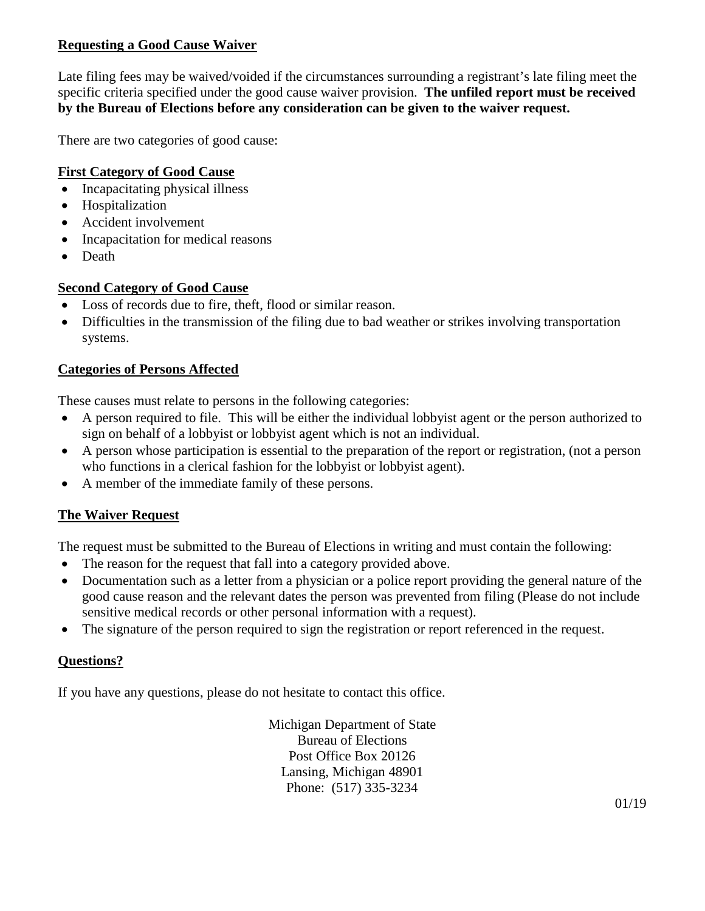## Requesting a Good Cause Waiver

Late filing fees may be waived/voided if the circumstances surrounding a registrant's late filing meet the specific criteria specified under the good cause waiver provision. **The unfiled report must be received by the Bureau of Elections before any consideration can be given to the waiver request.**

There are two categories of good cause:

### First Category of Good Cause

- Incapacitating physical illness
- Hospitalization
- Accident involvement
- Incapacitation for medical reasons
- Death

### Second Category of Good Cause

- Loss of records due to fire, theft, flood or similar reason.
- Difficulties in the transmission of the filing due to bad weather or strikes involving transportation systems.

### Categories of Persons Affected

These causes must relate to persons in the following categories:

- A person required to file. This will be either the individual lobbyist agent or the person authorized to sign on behalf of a lobbyist or lobbyist agent which is not an individual.
- A person whose participation is essential to the preparation of the report or registration, (not a person who functions in a clerical fashion for the lobbyist or lobbyist agent).
- A member of the immediate family of these persons.

### The Waiver Request

The request must be submitted to the Bureau of Elections in writing and must contain the following:

- The reason for the request that fall into a category provided above.
- Documentation such as a letter from a physician or a police report providing the general nature of the good cause reason and the relevant dates the person was prevented from filing (Please do not include sensitive medical records or other personal information with a request).
- The signature of the person required to sign the registration or report referenced in the request.

### Questions?

If you have any questions, please do not hesitate to contact this office.

Michigan Department of State
Bureau of Elections
Post Office Box 20126
Lansing, Michigan 48901
Phone: (517) 335-3234

01/19